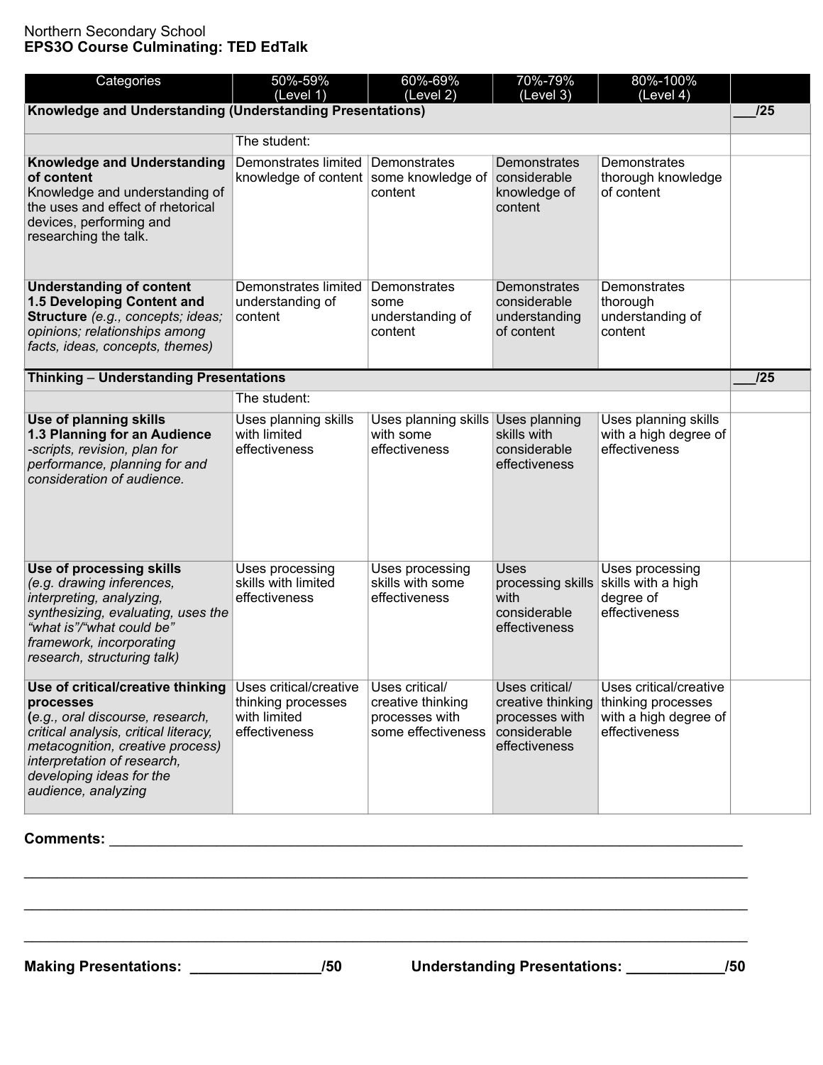Northern Secondary School
**EPS3O Course Culminating: TED EdTalk**

| Categories | 50%-59% (Level 1) | 60%-69% (Level 2) | 70%-79% (Level 3) | 80%-100% (Level 4) | |
|---|---|---|---|---|---|
| **Knowledge and Understanding (Understanding Presentations)** | | | | | ___/25 |
| | The student: | | | | |
| **Knowledge and Understanding of content** Knowledge and understanding of the uses and effect of rhetorical devices, performing and researching the talk. | Demonstrates limited knowledge of content | Demonstrates some knowledge of content | Demonstrates considerable knowledge of content | Demonstrates thorough knowledge of content | |
| **Understanding of content 1.5 Developing Content and Structure** *(e.g., concepts; ideas; opinions; relationships among facts, ideas, concepts, themes)* | Demonstrates limited understanding of content | Demonstrates some understanding of content | Demonstrates considerable understanding of content | Demonstrates thorough understanding of content | |
| **Thinking – Understanding Presentations** | | | | | ___/25 |
| | The student: | | | | |
| **Use of planning skills 1.3 Planning for an Audience** *-scripts, revision, plan for performance, planning for and consideration of audience.* | Uses planning skills with limited effectiveness | Uses planning skills with some effectiveness | Uses planning skills with considerable effectiveness | Uses planning skills with a high degree of effectiveness | |
| **Use of processing skills** *(e.g. drawing inferences, interpreting, analyzing, synthesizing, evaluating, uses the "what is"/"what could be" framework, incorporating research, structuring talk)* | Uses processing skills with limited effectiveness | Uses processing skills with some effectiveness | Uses processing skills with considerable effectiveness | Uses processing skills with a high degree of effectiveness | |
| **Use of critical/creative thinking processes** **(***e.g., oral discourse, research, critical analysis, critical literacy, metacognition, creative process) interpretation of research, developing ideas for the audience, analyzing* | Uses critical/creative thinking processes with limited effectiveness | Uses critical/ creative thinking processes with some effectiveness | Uses critical/ creative thinking processes with considerable effectiveness | Uses critical/creative thinking processes with a high degree of effectiveness | |

**Comments:** ________________________________________________________________________________

________________________________________________________________________________________

________________________________________________________________________________________

________________________________________________________________________________________

**Making Presentations:** _______________**/50** **Understanding Presentations:** ___________**/50**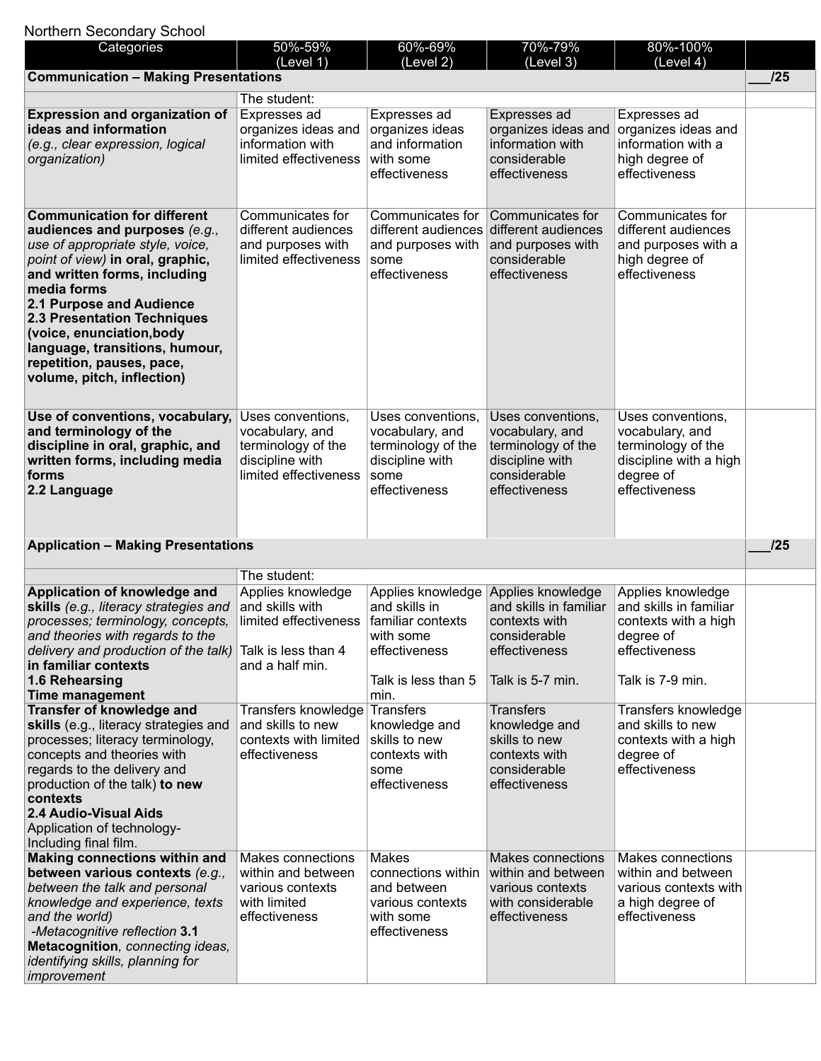Northern Secondary School

| Categories | 50%-59% (Level 1) | 60%-69% (Level 2) | 70%-79% (Level 3) | 80%-100% (Level 4) | |
|---|---|---|---|---|---|
| **Communication – Making Presentations** | | | | | ___/25 |
| | The student: | | | | |
| **Expression and organization of ideas and information** *(e.g., clear expression, logical organization)* | Expresses ad organizes ideas and information with limited effectiveness | Expresses ad organizes ideas and information with some effectiveness | Expresses ad organizes ideas and information with considerable effectiveness | Expresses ad organizes ideas and information with a high degree of effectiveness | |
| **Communication for different audiences and purposes** *(e.g., use of appropriate style, voice, point of view)* **in oral, graphic, and written forms, including media forms 2.1 Purpose and Audience 2.3 Presentation Techniques (voice, enunciation,body language, transitions, humour, repetition, pauses, pace, volume, pitch, inflection)** | Communicates for different audiences and purposes with limited effectiveness | Communicates for different audiences and purposes with some effectiveness | Communicates for different audiences and purposes with considerable effectiveness | Communicates for different audiences and purposes with a high degree of effectiveness | |
| **Use of conventions, vocabulary, and terminology of the discipline in oral, graphic, and written forms, including media forms 2.2 Language** | Uses conventions, vocabulary, and terminology of the discipline with limited effectiveness | Uses conventions, vocabulary, and terminology of the discipline with some effectiveness | Uses conventions, vocabulary, and terminology of the discipline with considerable effectiveness | Uses conventions, vocabulary, and terminology of the discipline with a high degree of effectiveness | |
| **Application – Making Presentations** | | | | | ___/25 |
| | The student: | | | | |
| **Application of knowledge and skills** *(e.g., literacy strategies and processes; terminology, concepts, and theories with regards to the delivery and production of the talk)* **in familiar contexts 1.6 Rehearsing Time management** | Applies knowledge and skills with limited effectiveness<br><br>Talk is less than 4 and a half min. | Applies knowledge and skills in familiar contexts with some effectiveness<br><br>Talk is less than 5 min. | Applies knowledge and skills in familiar contexts with considerable effectiveness<br><br>Talk is 5-7 min. | Applies knowledge and skills in familiar contexts with a high degree of effectiveness<br><br>Talk is 7-9 min. | |
| **Transfer of knowledge and skills** (e.g., literacy strategies and processes; literacy terminology, concepts and theories with regards to the delivery and production of the talk) **to new contexts 2.4 Audio-Visual Aids** Application of technology- Including final film. | Transfers knowledge and skills to new contexts with limited effectiveness | Transfers knowledge and skills to new contexts with some effectiveness | Transfers knowledge and skills to new contexts with considerable effectiveness | Transfers knowledge and skills to new contexts with a high degree of effectiveness | |
| **Making connections within and between various contexts** *(e.g., between the talk and personal knowledge and experience, texts and the world) -Metacognitive reflection* **3.1 Metacognition**, *connecting ideas, identifying skills, planning for improvement* | Makes connections within and between various contexts with limited effectiveness | Makes connections within and between various contexts with some effectiveness | Makes connections within and between various contexts with considerable effectiveness | Makes connections within and between various contexts with a high degree of effectiveness | |